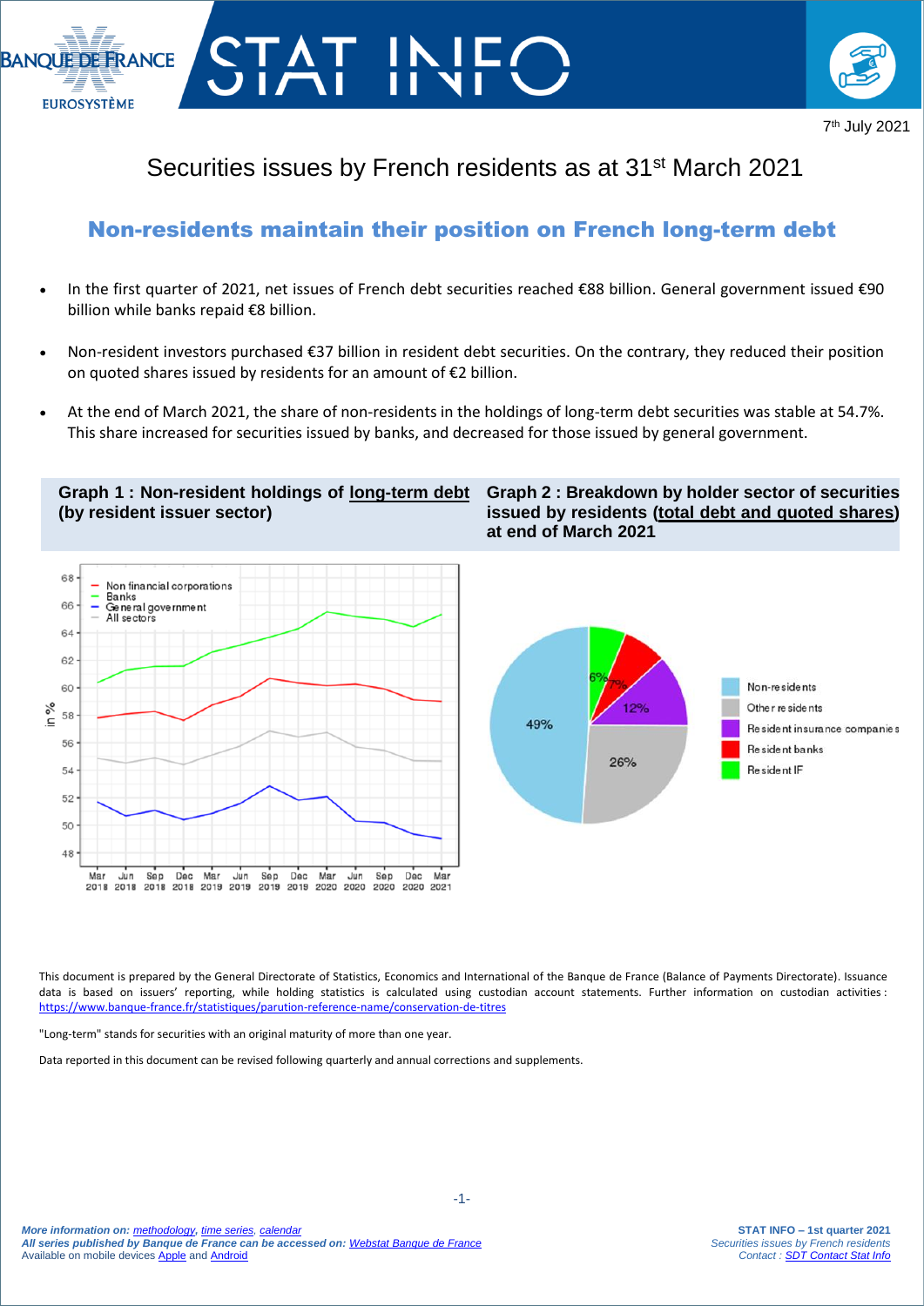# Securities issues by French residents as at 31st March 2021

## Non-residents maintain their position on French long-term debt

- In the first quarter of 2021, net issues of French debt securities reached €88 billion. General government issued €90 billion while banks repaid €8 billion.
- Non-resident investors purchased €37 billion in resident debt securities. On the contrary, they reduced their position on quoted shares issued by residents for an amount of €2 billion.
- At the end of March 2021, the share of non-residents in the holdings of long-term debt securities was stable at 54.7%. This share increased for securities issued by banks, and decreased for those issued by general government.

**Graph 1 : Non-resident holdings of long-term debt (by resident issuer sector)**

**Graph 2 : Breakdown by holder sector of securities issued by residents (total debt and quoted shares) at end of March 2021**

This document is prepared by the General Directorate of Statistics, Economics and International of the Banque de France (Balance of Payments Directorate). Issuance data is based on issuers' reporting, while holding statistics is calculated using custodian account statements. Further information on custodian activities : https://www.banque-france.fr/statistiques/parution-reference-name/conservation-de-titres

"Long-term" stands for securities with an original maturity of more than one year.

Data reported in this document can be revised following quarterly and annual corrections and supplements.

*More information on: methodology, time series, calendar*
*All series published by Banque de France can be accessed on: Webstat Banque de France*
Available on mobile devices Apple and Android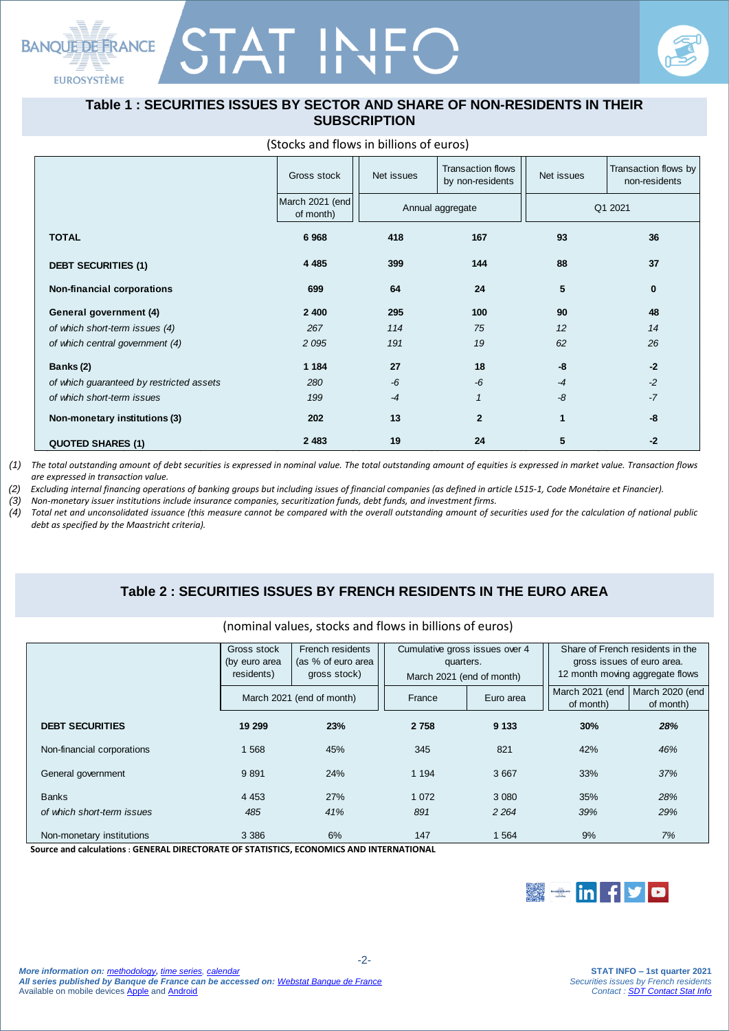## Table 1 : SECURITIES ISSUES BY SECTOR AND SHARE OF NON-RESIDENTS IN THEIR SUBSCRIPTION

(Stocks and flows in billions of euros)

| | Gross stock | Net issues | Transaction flows by non-residents | Net issues | Transaction flows by non-residents |
|---|---|---|---|---|---|
| | March 2021 (end of month) | Annual aggregate | | Q1 2021 | |
| **TOTAL** | **6 968** | **418** | **167** | **93** | **36** |
| **DEBT SECURITIES (1)** | **4 485** | **399** | **144** | **88** | **37** |
| **Non-financial corporations** | **699** | **64** | **24** | **5** | **0** |
| **General government (4)** | **2 400** | **295** | **100** | **90** | **48** |
| *of which short-term issues (4)* | *267* | *114* | *75* | *12* | *14* |
| *of which central government (4)* | *2 095* | *191* | *19* | *62* | *26* |
| **Banks (2)** | **1 184** | **27** | **18** | **-8** | **-2** |
| *of which guaranteed by restricted assets* | *280* | *-6* | *-6* | *-4* | *-2* |
| *of which short-term issues* | *199* | *-4* | *1* | *-8* | *-7* |
| **Non-monetary institutions (3)** | **202** | **13** | **2** | **1** | **-8** |
| **QUOTED SHARES (1)** | **2 483** | **19** | **24** | **5** | **-2** |

*(1) The total outstanding amount of debt securities is expressed in nominal value. The total outstanding amount of equities is expressed in market value. Transaction flows are expressed in transaction value.*

*(2) Excluding internal financing operations of banking groups but including issues of financial companies (as defined in article L515-1, Code Monétaire et Financier).*

*(3) Non-monetary issuer institutions include insurance companies, securitization funds, debt funds, and investment firms.*

*(4) Total net and unconsolidated issuance (this measure cannot be compared with the overall outstanding amount of securities used for the calculation of national public debt as specified by the Maastricht criteria).*

## Table 2 : SECURITIES ISSUES BY FRENCH RESIDENTS IN THE EURO AREA

(nominal values, stocks and flows in billions of euros)

| | Gross stock (by euro area residents) | French residents (as % of euro area gross stock) | Cumulative gross issues over 4 quarters. March 2021 (end of month) | | Share of French residents in the gross issues of euro area. 12 month moving aggregate flows | |
|---|---|---|---|---|---|---|
| | March 2021 (end of month) | | France | Euro area | March 2021 (end of month) | March 2020 (end of month) |
| **DEBT SECURITIES** | **19 299** | **23%** | **2 758** | **9 133** | **30%** | ***28%*** |
| Non-financial corporations | 1 568 | 45% | 345 | 821 | 42% | *46%* |
| General government | 9 891 | 24% | 1 194 | 3 667 | 33% | *37%* |
| Banks | 4 453 | 27% | 1 072 | 3 080 | 35% | *28%* |
| *of which short-term issues* | *485* | *41%* | *891* | *2 264* | *39%* | *29%* |
| Non-monetary institutions | 3 386 | 6% | 147 | 1 564 | 9% | *7%* |

**Source and calculations : GENERAL DIRECTORATE OF STATISTICS, ECONOMICS AND INTERNATIONAL**

***More information on:** methodology, time series, calendar*
***All series published by Banque de France can be accessed on:** Webstat Banque de France*
Available on mobile devices Apple and Android

**STAT INFO – 1st quarter 2021**
*Securities issues by French residents*
*Contact : SDT Contact Stat Info*